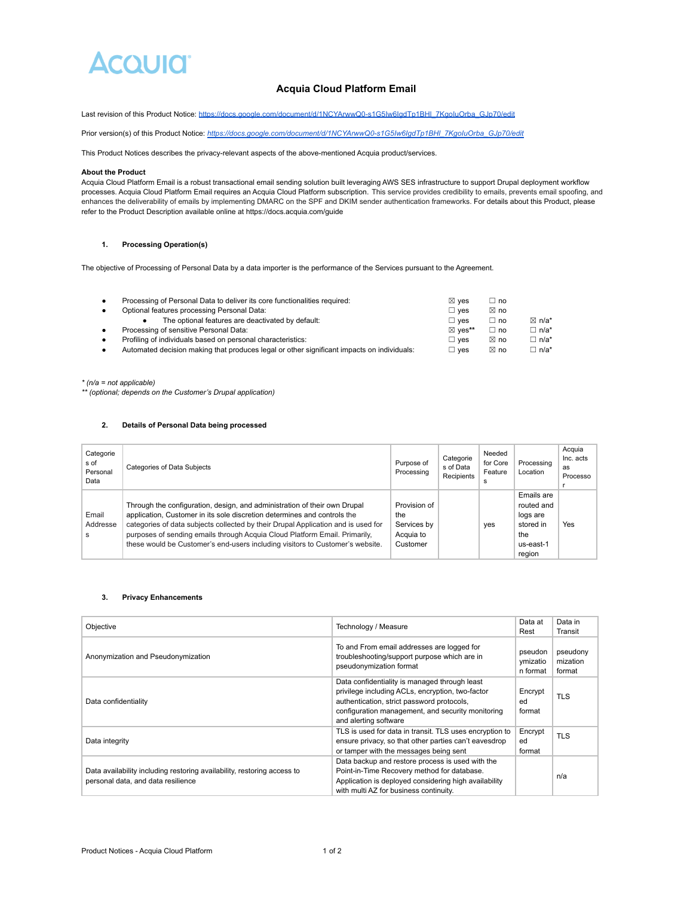# Acquia Cloud Platform Email

Last revision of this Product Notice: https://docs.google.com/document/d/1NCYArwwQ0-s1G5Iw6lgdTp1BHl_7KgoIuOrba_GJp70/edit

Prior version(s) of this Product Notice: *https://docs.google.com/document/d/1NCYArwwQ0-s1G5Iw6lgdTp1BHl_7KgoIuOrba_GJp70/edit*

This Product Notices describes the privacy-relevant aspects of the above-mentioned Acquia product/services.

**About the Product**
Acquia Cloud Platform Email is a robust transactional email sending solution built leveraging AWS SES infrastructure to support Drupal deployment workflow processes. Acquia Cloud Platform Email requires an Acquia Cloud Platform subscription. This service provides credibility to emails, prevents email spoofing, and enhances the deliverability of emails by implementing DMARC on the SPF and DKIM sender authentication frameworks. For details about this Product, please refer to the Product Description available online at https://docs.acquia.com/guide

## 1. Processing Operation(s)

The objective of Processing of Personal Data by a data importer is the performance of the Services pursuant to the Agreement.

- Processing of Personal Data to deliver its core functionalities required: ☒ yes ☐ no
- Optional features processing Personal Data: ☐ yes ☒ no
    - The optional features are deactivated by default: ☐ yes ☐ no ☒ n/a*
- Processing of sensitive Personal Data: ☒ yes** ☐ no ☐ n/a*
- Profiling of individuals based on personal characteristics: ☐ yes ☒ no ☐ n/a*
- Automated decision making that produces legal or other significant impacts on individuals: ☐ yes ☒ no ☐ n/a*

*\* (n/a = not applicable)*
*\*\* (optional; depends on the Customer's Drupal application)*

## 2. Details of Personal Data being processed

| Categories of Personal Data | Categories of Data Subjects | Purpose of Processing | Categories of Data Recipients | Needed for Core Features | Processing Location | Acquia Inc. acts as Processor |
|---|---|---|---|---|---|---|
| Email Addresses | Through the configuration, design, and administration of their own Drupal application, Customer in its sole discretion determines and controls the categories of data subjects collected by their Drupal Application and is used for purposes of sending emails through Acquia Cloud Platform Email. Primarily, these would be Customer's end-users including visitors to Customer's website. | Provision of the Services by Acquia to Customer | | yes | Emails are routed and logs are stored in the us-east-1 region | Yes |

## 3. Privacy Enhancements

| Objective | Technology / Measure | Data at Rest | Data in Transit |
|---|---|---|---|
| Anonymization and Pseudonymization | To and From email addresses are logged for troubleshooting/support purpose which are in pseudonymization format | pseudonymization format | pseudonymization format |
| Data confidentiality | Data confidentiality is managed through least privilege including ACLs, encryption, two-factor authentication, strict password protocols, configuration management, and security monitoring and alerting software | Encrypted format | TLS |
| Data integrity | TLS is used for data in transit. TLS uses encryption to ensure privacy, so that other parties can't eavesdrop or tamper with the messages being sent | Encrypted format | TLS |
| Data availability including restoring availability, restoring access to personal data, and data resilience | Data backup and restore process is used with the Point-in-Time Recovery method for database. Application is deployed considering high availability with multi AZ for business continuity. | | n/a |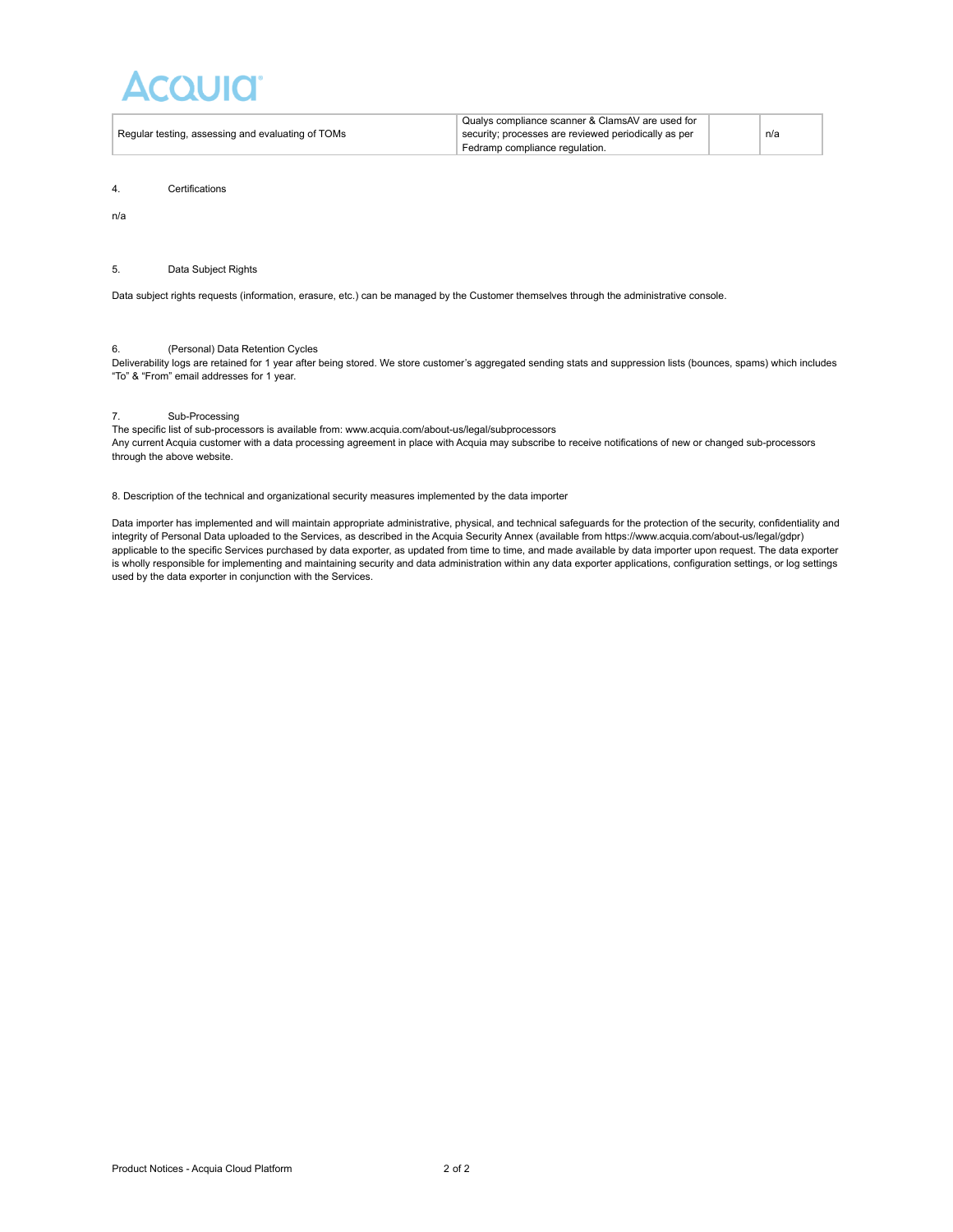| | | | |
|---|---|---|---|
| Regular testing, assessing and evaluating of TOMs | Qualys compliance scanner & ClamsAV are used for security; processes are reviewed periodically as per Fedramp compliance regulation. | | n/a |

## 4. Certifications

n/a

## 5. Data Subject Rights

Data subject rights requests (information, erasure, etc.) can be managed by the Customer themselves through the administrative console.

## 6. (Personal) Data Retention Cycles

Deliverability logs are retained for 1 year after being stored. We store customer's aggregated sending stats and suppression lists (bounces, spams) which includes "To" & "From" email addresses for 1 year.

## 7. Sub-Processing

The specific list of sub-processors is available from: www.acquia.com/about-us/legal/subprocessors
Any current Acquia customer with a data processing agreement in place with Acquia may subscribe to receive notifications of new or changed sub-processors through the above website.

## 8. Description of the technical and organizational security measures implemented by the data importer

Data importer has implemented and will maintain appropriate administrative, physical, and technical safeguards for the protection of the security, confidentiality and integrity of Personal Data uploaded to the Services, as described in the Acquia Security Annex (available from https://www.acquia.com/about-us/legal/gdpr) applicable to the specific Services purchased by data exporter, as updated from time to time, and made available by data importer upon request. The data exporter is wholly responsible for implementing and maintaining security and data administration within any data exporter applications, configuration settings, or log settings used by the data exporter in conjunction with the Services.